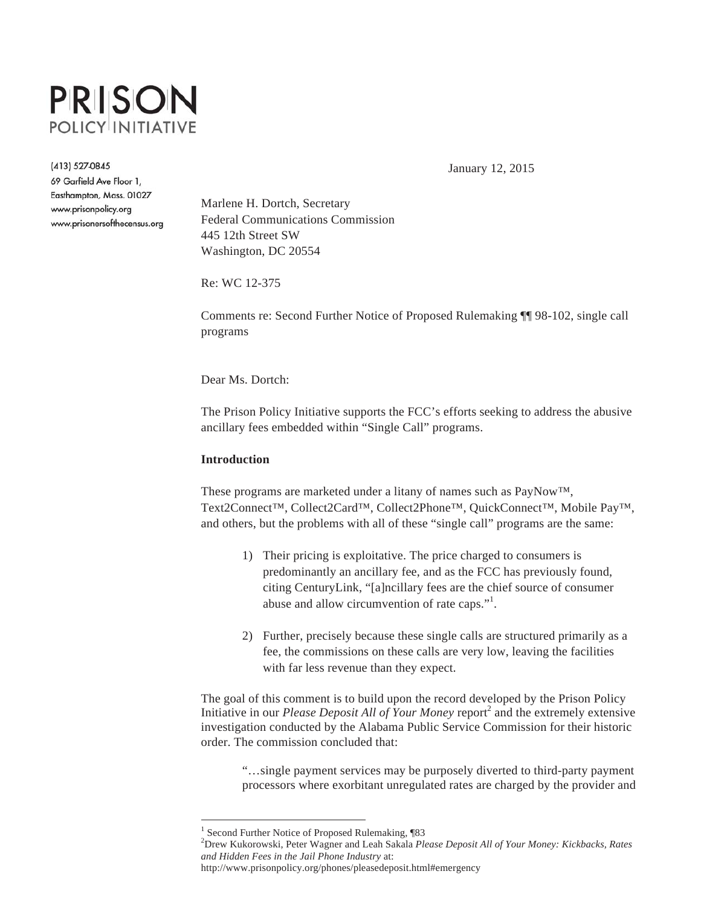# PRISON POLICY INITIATIVE

(413) 527-0845
69 Garfield Ave Floor 1,
Easthampton, Mass. 01027
www.prisonpolicy.org
www.prisonersofthecensus.org

January 12, 2015

Marlene H. Dortch, Secretary
Federal Communications Commission
445 12th Street SW
Washington, DC 20554

Re: WC 12-375

Comments re: Second Further Notice of Proposed Rulemaking ¶¶ 98-102, single call programs

Dear Ms. Dortch:

The Prison Policy Initiative supports the FCC's efforts seeking to address the abusive ancillary fees embedded within "Single Call" programs.

**Introduction**

These programs are marketed under a litany of names such as PayNow™, Text2Connect™, Collect2Card™, Collect2Phone™, QuickConnect™, Mobile Pay™, and others, but the problems with all of these "single call" programs are the same:

1) Their pricing is exploitative. The price charged to consumers is predominantly an ancillary fee, and as the FCC has previously found, citing CenturyLink, "[a]ncillary fees are the chief source of consumer abuse and allow circumvention of rate caps."[1].

2) Further, precisely because these single calls are structured primarily as a fee, the commissions on these calls are very low, leaving the facilities with far less revenue than they expect.

The goal of this comment is to build upon the record developed by the Prison Policy Initiative in our *Please Deposit All of Your Money* report[2] and the extremely extensive investigation conducted by the Alabama Public Service Commission for their historic order. The commission concluded that:

> "…single payment services may be purposely diverted to third-party payment processors where exorbitant unregulated rates are charged by the provider and

---

[1] Second Further Notice of Proposed Rulemaking, ¶83

[2] Drew Kukorowski, Peter Wagner and Leah Sakala *Please Deposit All of Your Money: Kickbacks, Rates and Hidden Fees in the Jail Phone Industry* at: http://www.prisonpolicy.org/phones/pleasedeposit.html#emergency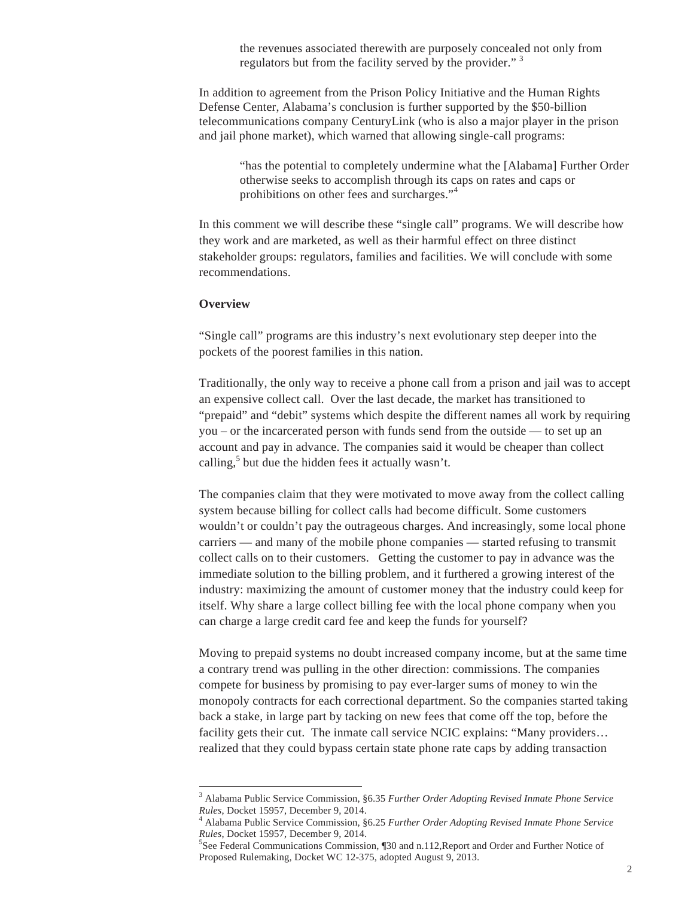> the revenues associated therewith are purposely concealed not only from regulators but from the facility served by the provider." [3]

In addition to agreement from the Prison Policy Initiative and the Human Rights Defense Center, Alabama's conclusion is further supported by the $50-billion telecommunications company CenturyLink (who is also a major player in the prison and jail phone market), which warned that allowing single-call programs:

> "has the potential to completely undermine what the [Alabama] Further Order otherwise seeks to accomplish through its caps on rates and caps or prohibitions on other fees and surcharges."[4]

In this comment we will describe these "single call" programs. We will describe how they work and are marketed, as well as their harmful effect on three distinct stakeholder groups: regulators, families and facilities. We will conclude with some recommendations.

**Overview**

"Single call" programs are this industry's next evolutionary step deeper into the pockets of the poorest families in this nation.

Traditionally, the only way to receive a phone call from a prison and jail was to accept an expensive collect call. Over the last decade, the market has transitioned to "prepaid" and "debit" systems which despite the different names all work by requiring you – or the incarcerated person with funds send from the outside — to set up an account and pay in advance. The companies said it would be cheaper than collect calling,[5] but due the hidden fees it actually wasn't.

The companies claim that they were motivated to move away from the collect calling system because billing for collect calls had become difficult. Some customers wouldn't or couldn't pay the outrageous charges. And increasingly, some local phone carriers — and many of the mobile phone companies — started refusing to transmit collect calls on to their customers. Getting the customer to pay in advance was the immediate solution to the billing problem, and it furthered a growing interest of the industry: maximizing the amount of customer money that the industry could keep for itself. Why share a large collect billing fee with the local phone company when you can charge a large credit card fee and keep the funds for yourself?

Moving to prepaid systems no doubt increased company income, but at the same time a contrary trend was pulling in the other direction: commissions. The companies compete for business by promising to pay ever-larger sums of money to win the monopoly contracts for each correctional department. So the companies started taking back a stake, in large part by tacking on new fees that come off the top, before the facility gets their cut. The inmate call service NCIC explains: "Many providers… realized that they could bypass certain state phone rate caps by adding transaction

---

[3] Alabama Public Service Commission, §6.35 *Further Order Adopting Revised Inmate Phone Service Rules*, Docket 15957, December 9, 2014.

[4] Alabama Public Service Commission, §6.25 *Further Order Adopting Revised Inmate Phone Service Rules*, Docket 15957, December 9, 2014.

[5] See Federal Communications Commission, ¶30 and n.112,Report and Order and Further Notice of Proposed Rulemaking, Docket WC 12-375, adopted August 9, 2013.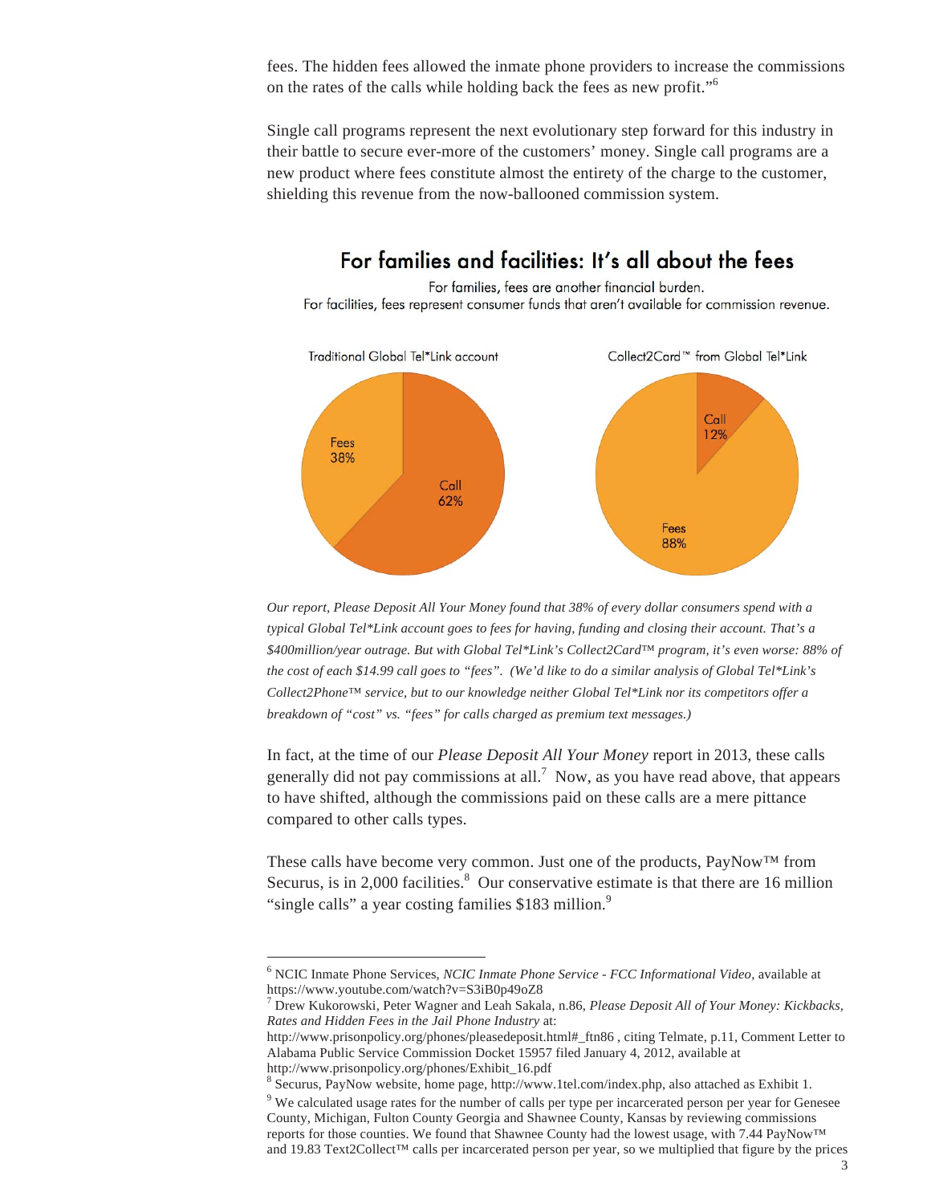fees. The hidden fees allowed the inmate phone providers to increase the commissions on the rates of the calls while holding back the fees as new profit."[6]

Single call programs represent the next evolutionary step forward for this industry in their battle to secure ever-more of the customers' money. Single call programs are a new product where fees constitute almost the entirety of the charge to the customer, shielding this revenue from the now-ballooned commission system.

## For families and facilities: It's all about the fees

For families, fees are another financial burden.
For facilities, fees represent consumer funds that aren't available for commission revenue.

Traditional Global Tel*Link account

- Fees 38%
- Call 62%

Collect2Card™ from Global Tel*Link

- Call 12%
- Fees 88%

*Our report, Please Deposit All Your Money found that 38% of every dollar consumers spend with a typical Global Tel*Link account goes to fees for having, funding and closing their account. That's a $400million/year outrage. But with Global Tel*Link's Collect2Card™ program, it's even worse: 88% of the cost of each $14.99 call goes to "fees". (We'd like to do a similar analysis of Global Tel*Link's Collect2Phone™ service, but to our knowledge neither Global Tel*Link nor its competitors offer a breakdown of "cost" vs. "fees" for calls charged as premium text messages.)*

In fact, at the time of our *Please Deposit All Your Money* report in 2013, these calls generally did not pay commissions at all.[7] Now, as you have read above, that appears to have shifted, although the commissions paid on these calls are a mere pittance compared to other calls types.

These calls have become very common. Just one of the products, PayNow™ from Securus, is in 2,000 facilities.[8] Our conservative estimate is that there are 16 million "single calls" a year costing families $183 million.[9]

---

[6] NCIC Inmate Phone Services, *NCIC Inmate Phone Service - FCC Informational Video*, available at https://www.youtube.com/watch?v=S3iB0p49oZ8

[7] Drew Kukorowski, Peter Wagner and Leah Sakala, n.86, *Please Deposit All of Your Money: Kickbacks, Rates and Hidden Fees in the Jail Phone Industry* at: http://www.prisonpolicy.org/phones/pleasedeposit.html#_ftn86 , citing Telmate, p.11, Comment Letter to Alabama Public Service Commission Docket 15957 filed January 4, 2012, available at http://www.prisonpolicy.org/phones/Exhibit_16.pdf

[8] Securus, PayNow website, home page, http://www.1tel.com/index.php, also attached as Exhibit 1.

[9] We calculated usage rates for the number of calls per type per incarcerated person per year for Genesee County, Michigan, Fulton County Georgia and Shawnee County, Kansas by reviewing commissions reports for those counties. We found that Shawnee County had the lowest usage, with 7.44 PayNow™ and 19.83 Text2Collect™ calls per incarcerated person per year, so we multiplied that figure by the prices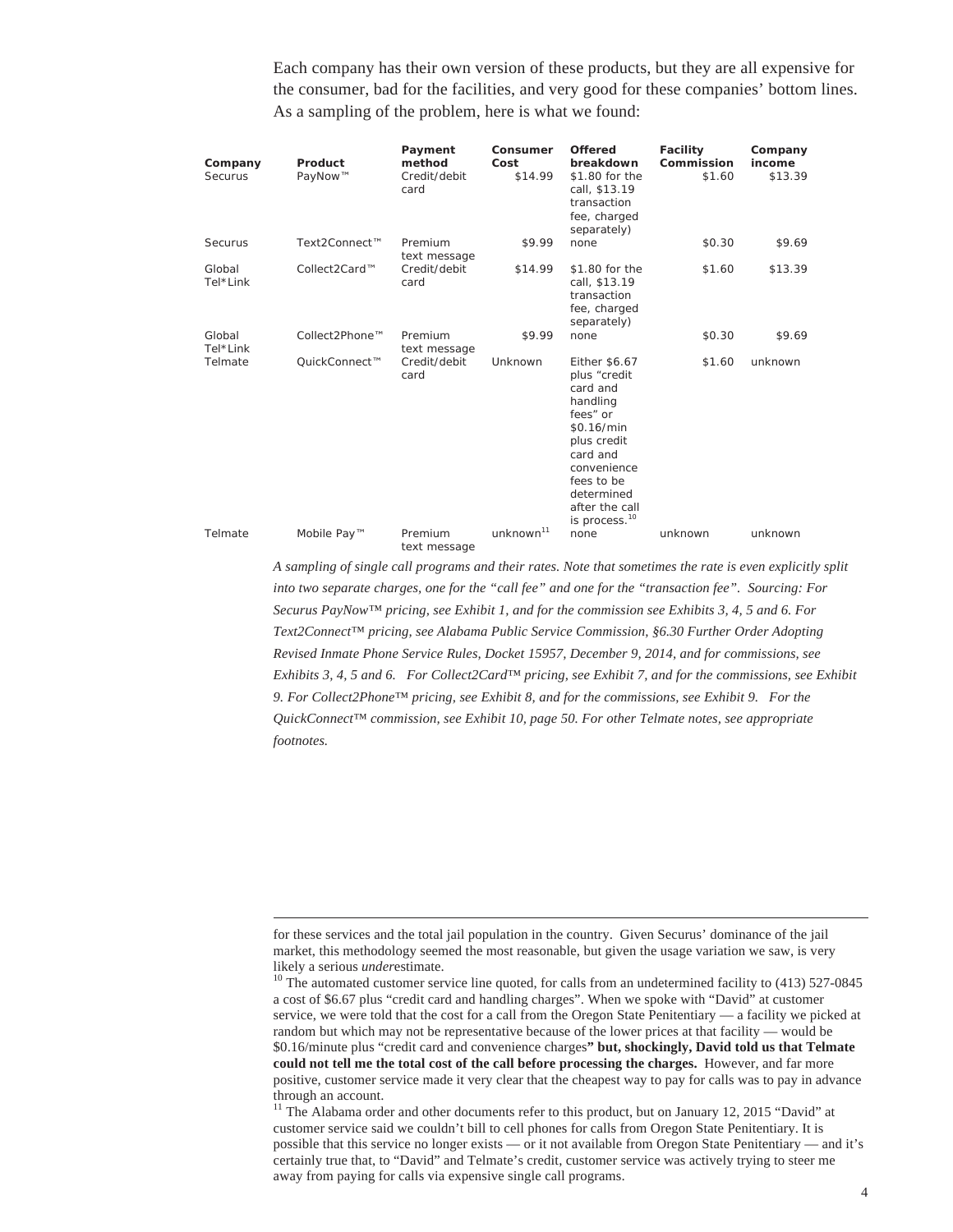Each company has their own version of these products, but they are all expensive for the consumer, bad for the facilities, and very good for these companies' bottom lines. As a sampling of the problem, here is what we found:

| Company | Product | Payment method | Consumer Cost | Offered breakdown | Facility Commission | Company income |
|---|---|---|---|---|---|---|
| Securus | PayNow™ | Credit/debit card | $14.99 | $1.80 for the call, $13.19 transaction fee, charged separately) | $1.60 | $13.39 |
| Securus | Text2Connect™ | Premium text message | $9.99 | none | $0.30 | $9.69 |
| Global Tel*Link | Collect2Card™ | Credit/debit card | $14.99 | $1.80 for the call, $13.19 transaction fee, charged separately) | $1.60 | $13.39 |
| Global Tel*Link | Collect2Phone™ | Premium text message | $9.99 | none | $0.30 | $9.69 |
| Telmate | QuickConnect™ | Credit/debit card | Unknown | Either $6.67 plus "credit card and handling fees" or $0.16/min plus credit card and convenience fees to be determined after the call is process.[10] | $1.60 | unknown |
| Telmate | Mobile Pay™ | Premium text message | unknown[11] | none | unknown | unknown |

*A sampling of single call programs and their rates. Note that sometimes the rate is even explicitly split into two separate charges, one for the "call fee" and one for the "transaction fee". Sourcing: For Securus PayNow™ pricing, see Exhibit 1, and for the commission see Exhibits 3, 4, 5 and 6. For Text2Connect™ pricing, see Alabama Public Service Commission, §6.30 Further Order Adopting Revised Inmate Phone Service Rules, Docket 15957, December 9, 2014, and for commissions, see Exhibits 3, 4, 5 and 6. For Collect2Card™ pricing, see Exhibit 7, and for the commissions, see Exhibit 9. For Collect2Phone™ pricing, see Exhibit 8, and for the commissions, see Exhibit 9. For the QuickConnect™ commission, see Exhibit 10, page 50. For other Telmate notes, see appropriate footnotes.*

---

for these services and the total jail population in the country. Given Securus' dominance of the jail market, this methodology seemed the most reasonable, but given the usage variation we saw, is very likely a serious *under*estimate.

[10] The automated customer service line quoted, for calls from an undetermined facility to (413) 527-0845 a cost of $6.67 plus "credit card and handling charges". When we spoke with "David" at customer service, we were told that the cost for a call from the Oregon State Penitentiary — a facility we picked at random but which may not be representative because of the lower prices at that facility — would be $0.16/minute plus "credit card and convenience charges**" but, shockingly, David told us that Telmate could not tell me the total cost of the call before processing the charges.** However, and far more positive, customer service made it very clear that the cheapest way to pay for calls was to pay in advance through an account.

[11] The Alabama order and other documents refer to this product, but on January 12, 2015 "David" at customer service said we couldn't bill to cell phones for calls from Oregon State Penitentiary. It is possible that this service no longer exists — or it not available from Oregon State Penitentiary — and it's certainly true that, to "David" and Telmate's credit, customer service was actively trying to steer me away from paying for calls via expensive single call programs.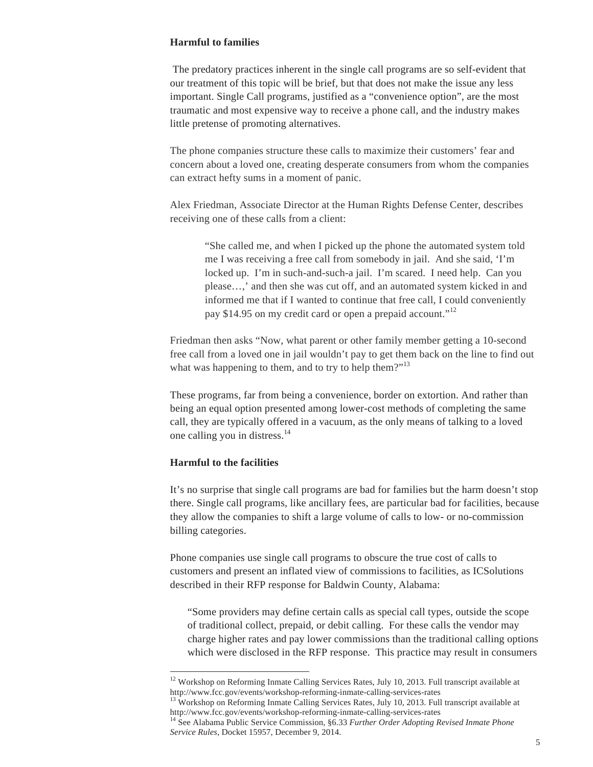**Harmful to families**

The predatory practices inherent in the single call programs are so self-evident that our treatment of this topic will be brief, but that does not make the issue any less important. Single Call programs, justified as a "convenience option", are the most traumatic and most expensive way to receive a phone call, and the industry makes little pretense of promoting alternatives.

The phone companies structure these calls to maximize their customers' fear and concern about a loved one, creating desperate consumers from whom the companies can extract hefty sums in a moment of panic.

Alex Friedman, Associate Director at the Human Rights Defense Center, describes receiving one of these calls from a client:

> "She called me, and when I picked up the phone the automated system told me I was receiving a free call from somebody in jail. And she said, 'I'm locked up. I'm in such-and-such-a jail. I'm scared. I need help. Can you please…,' and then she was cut off, and an automated system kicked in and informed me that if I wanted to continue that free call, I could conveniently pay $14.95 on my credit card or open a prepaid account."[12]

Friedman then asks "Now, what parent or other family member getting a 10-second free call from a loved one in jail wouldn't pay to get them back on the line to find out what was happening to them, and to try to help them?"[13]

These programs, far from being a convenience, border on extortion. And rather than being an equal option presented among lower-cost methods of completing the same call, they are typically offered in a vacuum, as the only means of talking to a loved one calling you in distress.[14]

**Harmful to the facilities**

It's no surprise that single call programs are bad for families but the harm doesn't stop there. Single call programs, like ancillary fees, are particular bad for facilities, because they allow the companies to shift a large volume of calls to low- or no-commission billing categories.

Phone companies use single call programs to obscure the true cost of calls to customers and present an inflated view of commissions to facilities, as ICSolutions described in their RFP response for Baldwin County, Alabama:

> "Some providers may define certain calls as special call types, outside the scope of traditional collect, prepaid, or debit calling. For these calls the vendor may charge higher rates and pay lower commissions than the traditional calling options which were disclosed in the RFP response. This practice may result in consumers

---

[12] Workshop on Reforming Inmate Calling Services Rates, July 10, 2013. Full transcript available at http://www.fcc.gov/events/workshop-reforming-inmate-calling-services-rates

[13] Workshop on Reforming Inmate Calling Services Rates, July 10, 2013. Full transcript available at http://www.fcc.gov/events/workshop-reforming-inmate-calling-services-rates

[14] See Alabama Public Service Commission, §6.33 *Further Order Adopting Revised Inmate Phone Service Rules*, Docket 15957, December 9, 2014.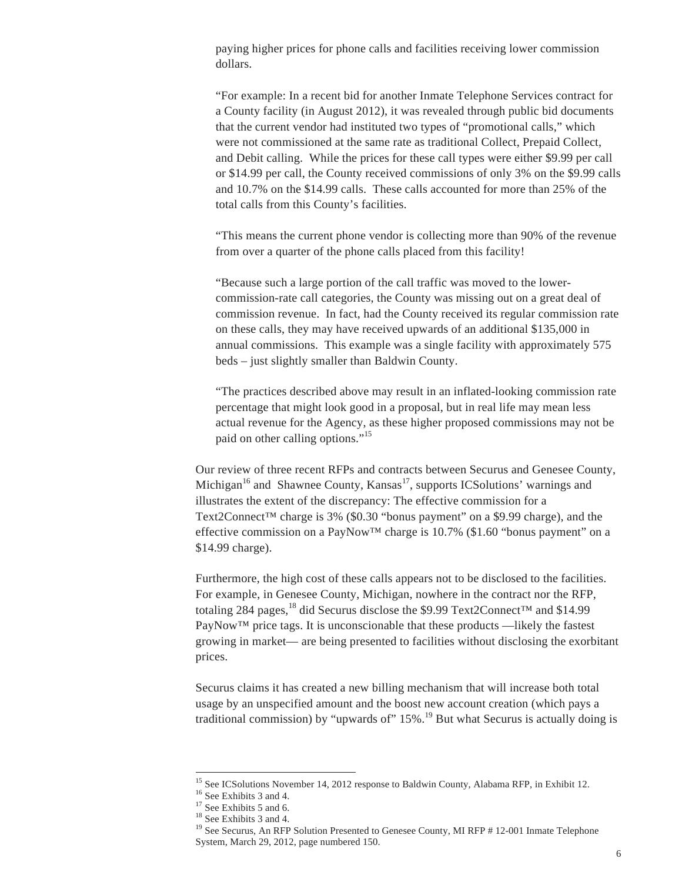paying higher prices for phone calls and facilities receiving lower commission dollars.

"For example: In a recent bid for another Inmate Telephone Services contract for a County facility (in August 2012), it was revealed through public bid documents that the current vendor had instituted two types of "promotional calls," which were not commissioned at the same rate as traditional Collect, Prepaid Collect, and Debit calling. While the prices for these call types were either $9.99 per call or $14.99 per call, the County received commissions of only 3% on the $9.99 calls and 10.7% on the $14.99 calls. These calls accounted for more than 25% of the total calls from this County's facilities.

"This means the current phone vendor is collecting more than 90% of the revenue from over a quarter of the phone calls placed from this facility!

"Because such a large portion of the call traffic was moved to the lower-commission-rate call categories, the County was missing out on a great deal of commission revenue. In fact, had the County received its regular commission rate on these calls, they may have received upwards of an additional $135,000 in annual commissions. This example was a single facility with approximately 575 beds – just slightly smaller than Baldwin County.

"The practices described above may result in an inflated-looking commission rate percentage that might look good in a proposal, but in real life may mean less actual revenue for the Agency, as these higher proposed commissions may not be paid on other calling options."[15]

Our review of three recent RFPs and contracts between Securus and Genesee County, Michigan[16] and Shawnee County, Kansas[17], supports ICSolutions' warnings and illustrates the extent of the discrepancy: The effective commission for a Text2Connect™ charge is 3% ($0.30 "bonus payment" on a $9.99 charge), and the effective commission on a PayNow™ charge is 10.7% ($1.60 "bonus payment" on a $14.99 charge).

Furthermore, the high cost of these calls appears not to be disclosed to the facilities. For example, in Genesee County, Michigan, nowhere in the contract nor the RFP, totaling 284 pages,[18] did Securus disclose the $9.99 Text2Connect™ and $14.99 PayNow™ price tags. It is unconscionable that these products —likely the fastest growing in market— are being presented to facilities without disclosing the exorbitant prices.

Securus claims it has created a new billing mechanism that will increase both total usage by an unspecified amount and the boost new account creation (which pays a traditional commission) by "upwards of" 15%.[19] But what Securus is actually doing is

---

[15] See ICSolutions November 14, 2012 response to Baldwin County, Alabama RFP, in Exhibit 12.

[16] See Exhibits 3 and 4.

[17] See Exhibits 5 and 6.

[18] See Exhibits 3 and 4.

[19] See Securus, An RFP Solution Presented to Genesee County, MI RFP # 12-001 Inmate Telephone System, March 29, 2012, page numbered 150.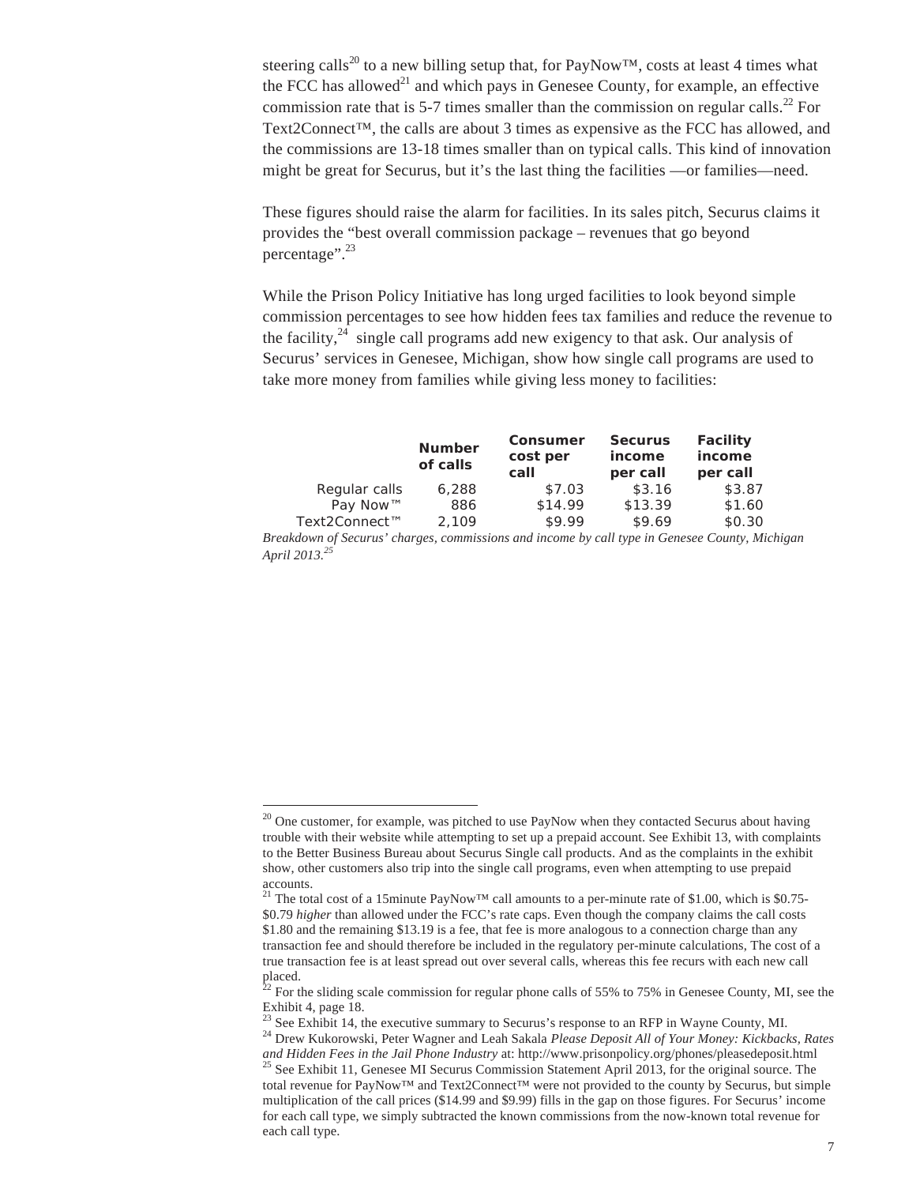steering calls[20] to a new billing setup that, for PayNow™, costs at least 4 times what the FCC has allowed[21] and which pays in Genesee County, for example, an effective commission rate that is 5-7 times smaller than the commission on regular calls.[22] For Text2Connect™, the calls are about 3 times as expensive as the FCC has allowed, and the commissions are 13-18 times smaller than on typical calls. This kind of innovation might be great for Securus, but it's the last thing the facilities —or families—need.

These figures should raise the alarm for facilities. In its sales pitch, Securus claims it provides the "best overall commission package – revenues that go beyond percentage".[23]

While the Prison Policy Initiative has long urged facilities to look beyond simple commission percentages to see how hidden fees tax families and reduce the revenue to the facility,[24] single call programs add new exigency to that ask. Our analysis of Securus' services in Genesee, Michigan, show how single call programs are used to take more money from families while giving less money to facilities:

| | Number of calls | Consumer cost per call | Securus income per call | Facility income per call |
|---|---|---|---|---|
| Regular calls | 6,288 | $7.03 | $3.16 | $3.87 |
| Pay Now™ | 886 | $14.99 | $13.39 | $1.60 |
| Text2Connect™ | 2,109 | $9.99 | $9.69 | $0.30 |

*Breakdown of Securus' charges, commissions and income by call type in Genesee County, Michigan April 2013.[25]*

---

[20] One customer, for example, was pitched to use PayNow when they contacted Securus about having trouble with their website while attempting to set up a prepaid account. See Exhibit 13, with complaints to the Better Business Bureau about Securus Single call products. And as the complaints in the exhibit show, other customers also trip into the single call programs, even when attempting to use prepaid accounts.

[21] The total cost of a 15minute PayNow™ call amounts to a per-minute rate of $1.00, which is $0.75-$0.79 *higher* than allowed under the FCC's rate caps. Even though the company claims the call costs $1.80 and the remaining $13.19 is a fee, that fee is more analogous to a connection charge than any transaction fee and should therefore be included in the regulatory per-minute calculations, The cost of a true transaction fee is at least spread out over several calls, whereas this fee recurs with each new call placed.

[22] For the sliding scale commission for regular phone calls of 55% to 75% in Genesee County, MI, see the Exhibit 4, page 18.

[23] See Exhibit 14, the executive summary to Securus's response to an RFP in Wayne County, MI.

[24] Drew Kukorowski, Peter Wagner and Leah Sakala *Please Deposit All of Your Money: Kickbacks, Rates and Hidden Fees in the Jail Phone Industry* at: http://www.prisonpolicy.org/phones/pleasedeposit.html

[25] See Exhibit 11, Genesee MI Securus Commission Statement April 2013, for the original source. The total revenue for PayNow™ and Text2Connect™ were not provided to the county by Securus, but simple multiplication of the call prices ($14.99 and $9.99) fills in the gap on those figures. For Securus' income for each call type, we simply subtracted the known commissions from the now-known total revenue for each call type.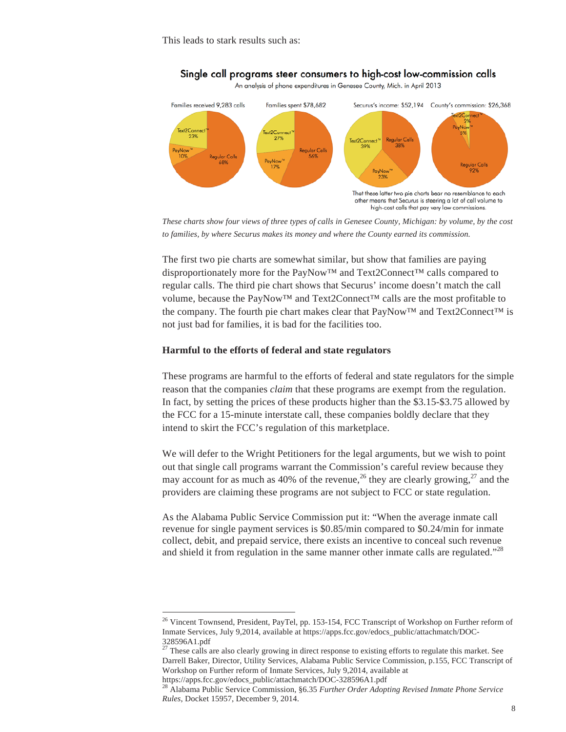This leads to stark results such as:

**Single call programs steer consumers to high-cost low-commission calls**

An analysis of phone expenditures in Genesee County, Mich. in April 2013

| | Families received 9,283 calls | Families spent $78,682 | Securus's income: $52,194 | County's commission: $26,368 |
|---|---|---|---|---|
| Text2Connect™ | 23% | 27% | 39% | 2% |
| PayNow™ | 10% | 17% | 23% | 5% |
| Regular Calls | 68% | 56% | 38% | 92% |

That these latter two pie charts bear no resemblance to each other means that Securus is steering a lot of call volume to high-cost calls that pay very low commissions.

*These charts show four views of three types of calls in Genesee County, Michigan: by volume, by the cost to families, by where Securus makes its money and where the County earned its commission.*

The first two pie charts are somewhat similar, but show that families are paying disproportionately more for the PayNow™ and Text2Connect™ calls compared to regular calls. The third pie chart shows that Securus' income doesn't match the call volume, because the PayNow™ and Text2Connect™ calls are the most profitable to the company. The fourth pie chart makes clear that PayNow™ and Text2Connect™ is not just bad for families, it is bad for the facilities too.

### Harmful to the efforts of federal and state regulators

These programs are harmful to the efforts of federal and state regulators for the simple reason that the companies *claim* that these programs are exempt from the regulation. In fact, by setting the prices of these products higher than the $3.15-$3.75 allowed by the FCC for a 15-minute interstate call, these companies boldly declare that they intend to skirt the FCC's regulation of this marketplace.

We will defer to the Wright Petitioners for the legal arguments, but we wish to point out that single call programs warrant the Commission's careful review because they may account for as much as 40% of the revenue,[26] they are clearly growing,[27] and the providers are claiming these programs are not subject to FCC or state regulation.

As the Alabama Public Service Commission put it: "When the average inmate call revenue for single payment services is $0.85/min compared to $0.24/min for inmate collect, debit, and prepaid service, there exists an incentive to conceal such revenue and shield it from regulation in the same manner other inmate calls are regulated."[28]

---

[26] Vincent Townsend, President, PayTel, pp. 153-154, FCC Transcript of Workshop on Further reform of Inmate Services, July 9,2014, available at https://apps.fcc.gov/edocs_public/attachmatch/DOC-328596A1.pdf

[27] These calls are also clearly growing in direct response to existing efforts to regulate this market. See Darrell Baker, Director, Utility Services, Alabama Public Service Commission, p.155, FCC Transcript of Workshop on Further reform of Inmate Services, July 9,2014, available at https://apps.fcc.gov/edocs_public/attachmatch/DOC-328596A1.pdf

[28] Alabama Public Service Commission, §6.35 *Further Order Adopting Revised Inmate Phone Service Rules*, Docket 15957, December 9, 2014.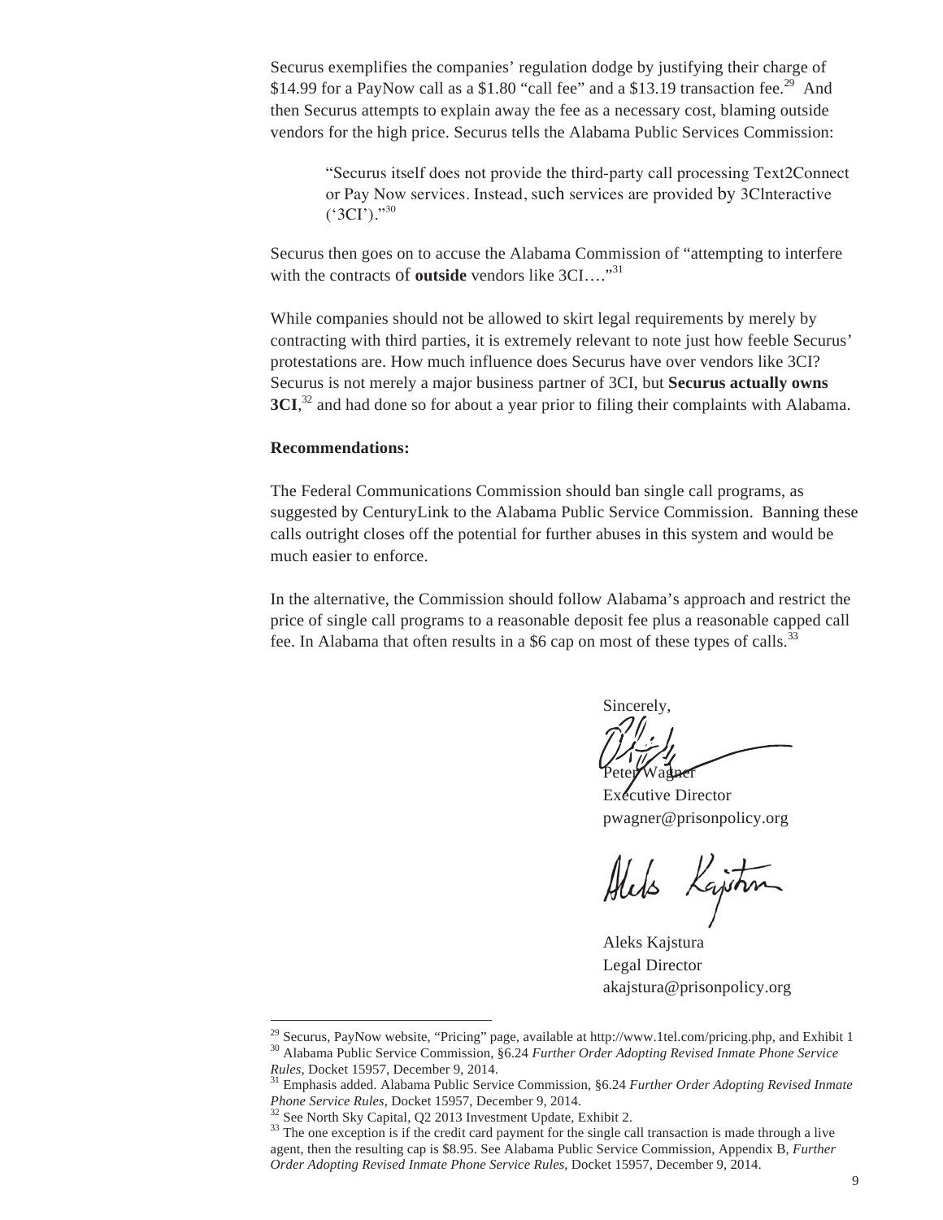Securus exemplifies the companies' regulation dodge by justifying their charge of $14.99 for a PayNow call as a $1.80 "call fee" and a $13.19 transaction fee.[29] And then Securus attempts to explain away the fee as a necessary cost, blaming outside vendors for the high price. Securus tells the Alabama Public Services Commission:

> "Securus itself does not provide the third-party call processing Text2Connect or Pay Now services. Instead, such services are provided by 3Clnteractive ('3CI')."[30]

Securus then goes on to accuse the Alabama Commission of "attempting to interfere with the contracts of **outside** vendors like 3CI…."[31]

While companies should not be allowed to skirt legal requirements by merely by contracting with third parties, it is extremely relevant to note just how feeble Securus' protestations are. How much influence does Securus have over vendors like 3CI? Securus is not merely a major business partner of 3CI, but **Securus actually owns 3CI**,[32] and had done so for about a year prior to filing their complaints with Alabama.

**Recommendations:**

The Federal Communications Commission should ban single call programs, as suggested by CenturyLink to the Alabama Public Service Commission. Banning these calls outright closes off the potential for further abuses in this system and would be much easier to enforce.

In the alternative, the Commission should follow Alabama's approach and restrict the price of single call programs to a reasonable deposit fee plus a reasonable capped call fee. In Alabama that often results in a $6 cap on most of these types of calls.[33]

Sincerely,

Peter Wagner
Executive Director
pwagner@prisonpolicy.org

Aleks Kajstura
Legal Director
akajstura@prisonpolicy.org

---

[29] Securus, PayNow website, "Pricing" page, available at http://www.1tel.com/pricing.php, and Exhibit 1

[30] Alabama Public Service Commission, §6.24 *Further Order Adopting Revised Inmate Phone Service Rules*, Docket 15957, December 9, 2014.

[31] Emphasis added. Alabama Public Service Commission, §6.24 *Further Order Adopting Revised Inmate Phone Service Rules*, Docket 15957, December 9, 2014.

[32] See North Sky Capital, Q2 2013 Investment Update, Exhibit 2.

[33] The one exception is if the credit card payment for the single call transaction is made through a live agent, then the resulting cap is $8.95. See Alabama Public Service Commission, Appendix B, *Further Order Adopting Revised Inmate Phone Service Rules*, Docket 15957, December 9, 2014.